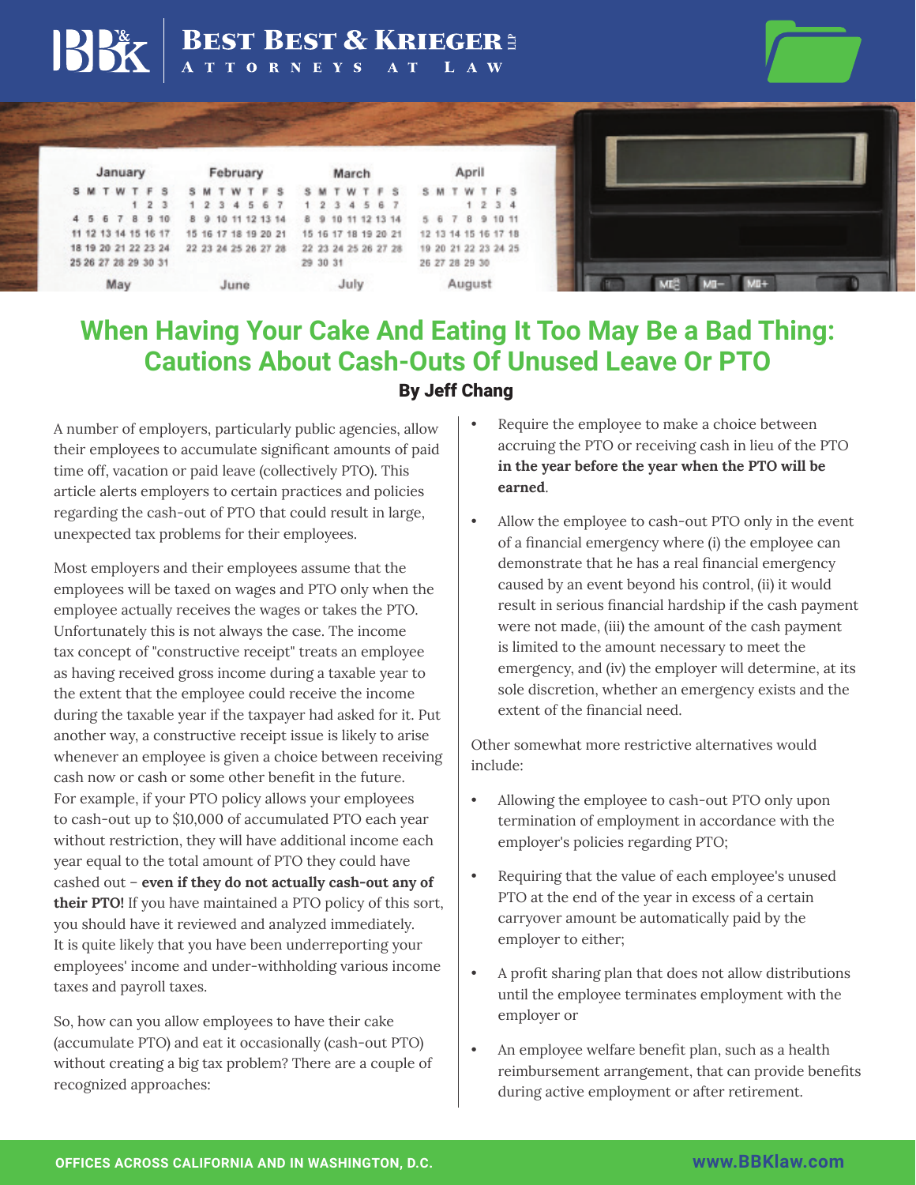# When Having Your Cake And Eating It Too May Be a Bad Thing: Cautions About Cash-Outs Of Unused Leave Or PTO

**By Jeff Chang**

A number of employers, particularly public agencies, allow their employees to accumulate significant amounts of paid time off, vacation or paid leave (collectively PTO). This article alerts employers to certain practices and policies regarding the cash-out of PTO that could result in large, unexpected tax problems for their employees.

Most employers and their employees assume that the employees will be taxed on wages and PTO only when the employee actually receives the wages or takes the PTO. Unfortunately this is not always the case. The income tax concept of "constructive receipt" treats an employee as having received gross income during a taxable year to the extent that the employee could receive the income during the taxable year if the taxpayer had asked for it. Put another way, a constructive receipt issue is likely to arise whenever an employee is given a choice between receiving cash now or cash or some other benefit in the future. For example, if your PTO policy allows your employees to cash-out up to $10,000 of accumulated PTO each year without restriction, they will have additional income each year equal to the total amount of PTO they could have cashed out – **even if they do not actually cash-out any of their PTO!** If you have maintained a PTO policy of this sort, you should have it reviewed and analyzed immediately. It is quite likely that you have been underreporting your employees' income and under-withholding various income taxes and payroll taxes.

So, how can you allow employees to have their cake (accumulate PTO) and eat it occasionally (cash-out PTO) without creating a big tax problem? There are a couple of recognized approaches:

- Require the employee to make a choice between accruing the PTO or receiving cash in lieu of the PTO **in the year before the year when the PTO will be earned**.
- Allow the employee to cash-out PTO only in the event of a financial emergency where (i) the employee can demonstrate that he has a real financial emergency caused by an event beyond his control, (ii) it would result in serious financial hardship if the cash payment were not made, (iii) the amount of the cash payment is limited to the amount necessary to meet the emergency, and (iv) the employer will determine, at its sole discretion, whether an emergency exists and the extent of the financial need.

Other somewhat more restrictive alternatives would include:

- Allowing the employee to cash-out PTO only upon termination of employment in accordance with the employer's policies regarding PTO;
- Requiring that the value of each employee's unused PTO at the end of the year in excess of a certain carryover amount be automatically paid by the employer to either;
- A profit sharing plan that does not allow distributions until the employee terminates employment with the employer or
- An employee welfare benefit plan, such as a health reimbursement arrangement, that can provide benefits during active employment or after retirement.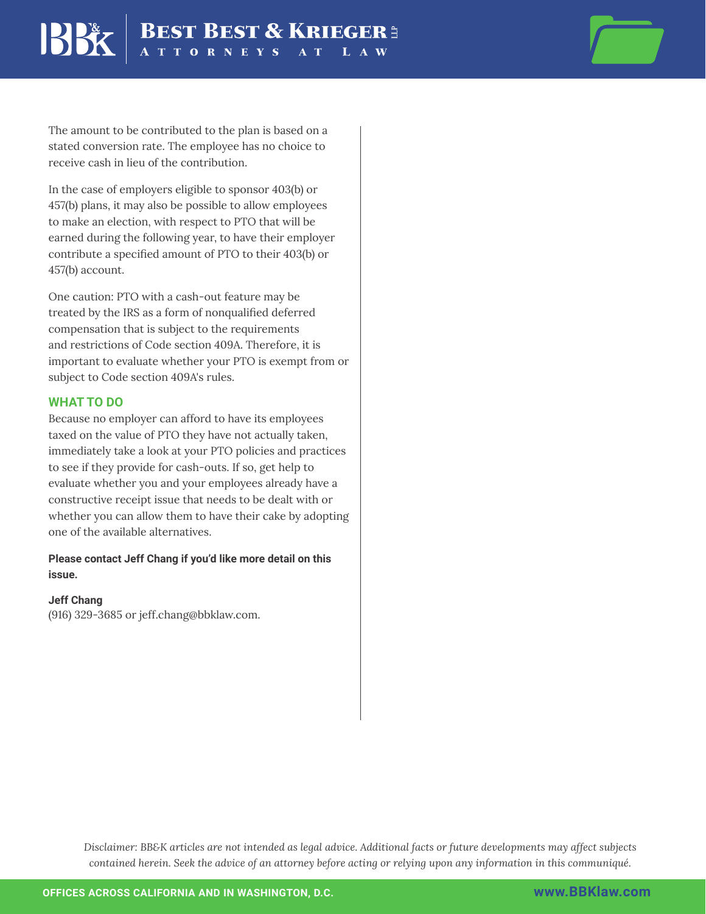The amount to be contributed to the plan is based on a stated conversion rate. The employee has no choice to receive cash in lieu of the contribution.

In the case of employers eligible to sponsor 403(b) or 457(b) plans, it may also be possible to allow employees to make an election, with respect to PTO that will be earned during the following year, to have their employer contribute a specified amount of PTO to their 403(b) or 457(b) account.

One caution: PTO with a cash-out feature may be treated by the IRS as a form of nonqualified deferred compensation that is subject to the requirements and restrictions of Code section 409A. Therefore, it is important to evaluate whether your PTO is exempt from or subject to Code section 409A's rules.

## WHAT TO DO

Because no employer can afford to have its employees taxed on the value of PTO they have not actually taken, immediately take a look at your PTO policies and practices to see if they provide for cash-outs. If so, get help to evaluate whether you and your employees already have a constructive receipt issue that needs to be dealt with or whether you can allow them to have their cake by adopting one of the available alternatives.

**Please contact Jeff Chang if you'd like more detail on this issue.**

**Jeff Chang**
(916) 329-3685 or jeff.chang@bbklaw.com.

*Disclaimer: BB&K articles are not intended as legal advice. Additional facts or future developments may affect subjects contained herein. Seek the advice of an attorney before acting or relying upon any information in this communiqué.*